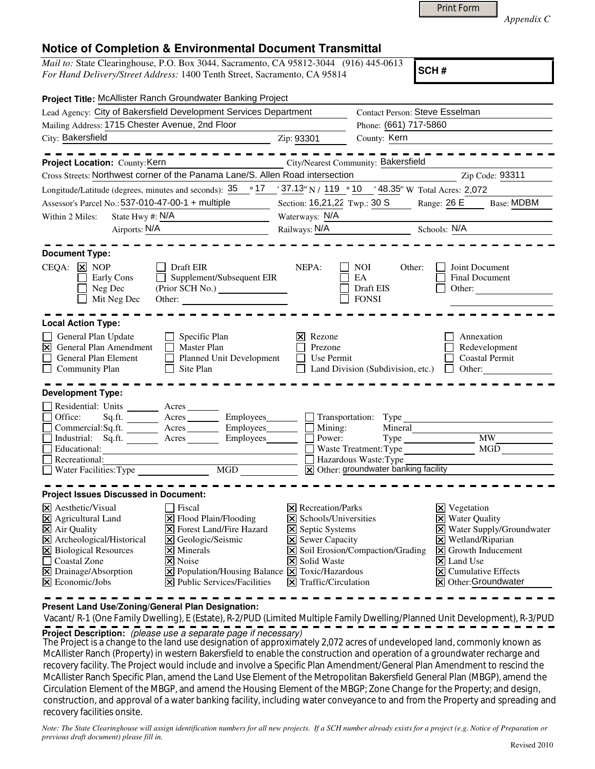Print Form

*Appendix C*

# Notice of Completion & Environmental Document Transmittal

*Mail to:* State Clearinghouse, P.O. Box 3044, Sacramento, CA 95812-3044 (916) 445-0613
*For Hand Delivery/Street Address:* 1400 Tenth Street, Sacramento, CA 95814

**SCH #**

**Project Title:** McAllister Ranch Groundwater Banking Project

Lead Agency: City of Bakersfield Development Services Department
Contact Person: Steve Esselman
Mailing Address: 1715 Chester Avenue, 2nd Floor
Phone: (661) 717-5860
City: Bakersfield
Zip: 93301
County: Kern

---

**Project Location:** County: Kern
City/Nearest Community: Bakersfield
Cross Streets: Northwest corner of the Panama Lane/S. Allen Road intersection
Zip Code: 93311
Longitude/Latitude (degrees, minutes and seconds): 35 ° 17 ′ 37.13″ N / 119 ° 10 ′ 48.35″ W Total Acres: 2,072
Assessor's Parcel No.: 537-010-47-00-1 + multiple
Section: 16,21,22 Twp.: 30 S Range: 26 E Base: MDBM
Within 2 Miles: State Hwy #: N/A
Waterways: N/A
Airports: N/A
Railways: N/A
Schools: N/A

---

**Document Type:**

CEQA:
- [x] NOP
- [ ] Early Cons
- [ ] Neg Dec
- [ ] Mit Neg Dec
- [ ] Draft EIR
- [ ] Supplement/Subsequent EIR (Prior SCH No.)
- Other:

NEPA:
- [ ] NOI
- [ ] EA
- [ ] Draft EIS
- [ ] FONSI

Other:
- [ ] Joint Document
- [ ] Final Document
- [ ] Other:

---

**Local Action Type:**

- [ ] General Plan Update
- [x] General Plan Amendment
- [ ] General Plan Element
- [ ] Community Plan
- [ ] Specific Plan
- [ ] Master Plan
- [ ] Planned Unit Development
- [ ] Site Plan
- [x] Rezone
- [ ] Prezone
- [ ] Use Permit
- [ ] Land Division (Subdivision, etc.)
- [ ] Annexation
- [ ] Redevelopment
- [ ] Coastal Permit
- [ ] Other:

---

**Development Type:**

- [ ] Residential: Units \_\_\_ Acres \_\_\_
- [ ] Office: Sq.ft. \_\_\_ Acres \_\_\_ Employees \_\_\_
- [ ] Commercial: Sq.ft. \_\_\_ Acres \_\_\_ Employees \_\_\_
- [ ] Industrial: Sq.ft. \_\_\_ Acres \_\_\_ Employees \_\_\_
- [ ] Educational:
- [ ] Recreational:
- [ ] Water Facilities: Type \_\_\_ MGD \_\_\_
- [ ] Transportation: Type
- [ ] Mining: Mineral
- [ ] Power: Type \_\_\_ MW
- [ ] Waste Treatment: Type \_\_\_ MGD
- [ ] Hazardous Waste: Type
- [x] Other: groundwater banking facility

---

**Project Issues Discussed in Document:**

- [x] Aesthetic/Visual
- [x] Agricultural Land
- [x] Air Quality
- [x] Archeological/Historical
- [x] Biological Resources
- [ ] Coastal Zone
- [x] Drainage/Absorption
- [x] Economic/Jobs
- [ ] Fiscal
- [x] Flood Plain/Flooding
- [x] Forest Land/Fire Hazard
- [x] Geologic/Seismic
- [x] Minerals
- [x] Noise
- [x] Population/Housing Balance
- [x] Public Services/Facilities
- [x] Recreation/Parks
- [x] Schools/Universities
- [x] Septic Systems
- [x] Sewer Capacity
- [x] Soil Erosion/Compaction/Grading
- [x] Solid Waste
- [x] Toxic/Hazardous
- [x] Traffic/Circulation
- [x] Vegetation
- [x] Water Quality
- [x] Water Supply/Groundwater
- [x] Wetland/Riparian
- [x] Growth Inducement
- [x] Land Use
- [x] Cumulative Effects
- [x] Other: Groundwater

---

**Present Land Use/Zoning/General Plan Designation:**

Vacant/ R-1 (One Family Dwelling), E (Estate), R-2/PUD (Limited Multiple Family Dwelling/Planned Unit Development), R-3/PUD

---

**Project Description:** *(please use a separate page if necessary)*

The Project is a change to the land use designation of approximately 2,072 acres of undeveloped land, commonly known as McAllister Ranch (Property) in western Bakersfield to enable the construction and operation of a groundwater recharge and recovery facility. The Project would include and involve a Specific Plan Amendment/General Plan Amendment to rescind the McAllister Ranch Specific Plan, amend the Land Use Element of the Metropolitan Bakersfield General Plan (MBGP), amend the Circulation Element of the MBGP, and amend the Housing Element of the MBGP; Zone Change for the Property; and design, construction, and approval of a water banking facility, including water conveyance to and from the Property and spreading and recovery facilities onsite.

*Note: The State Clearinghouse will assign identification numbers for all new projects. If a SCH number already exists for a project (e.g. Notice of Preparation or previous draft document) please fill in.*

Revised 2010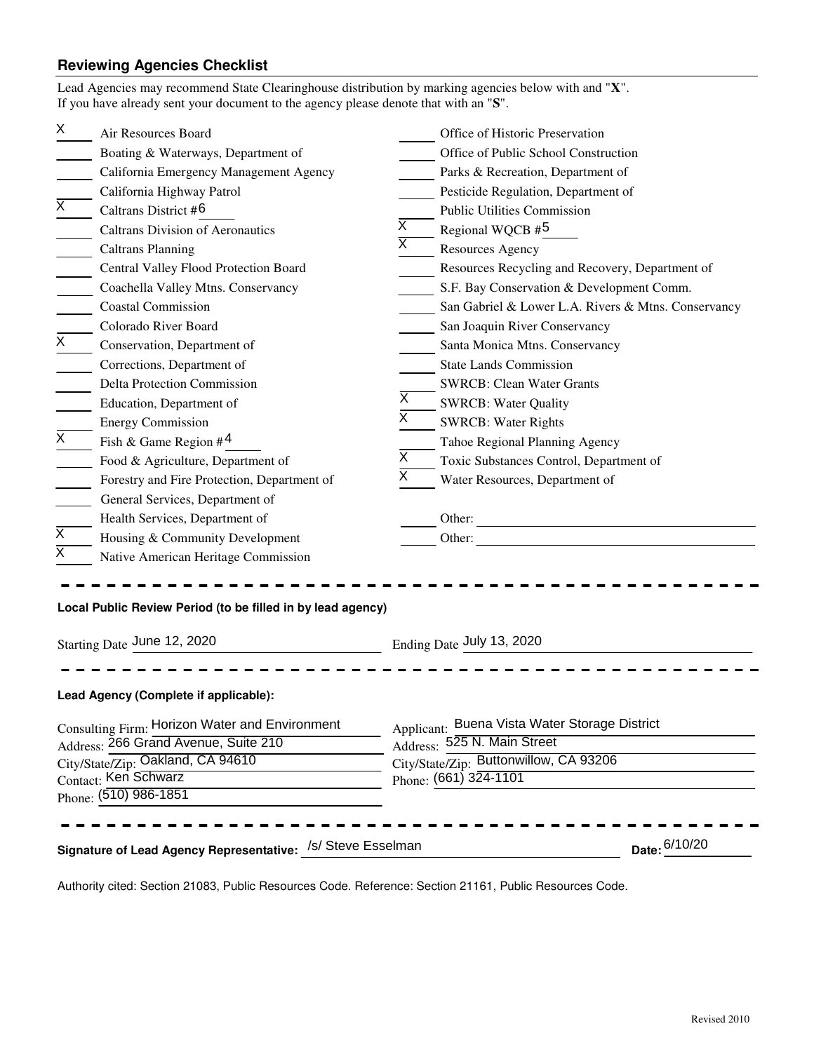## Reviewing Agencies Checklist

Lead Agencies may recommend State Clearinghouse distribution by marking agencies below with and "**X**".
If you have already sent your document to the agency please denote that with an "**S**".

| | | | |
|---|---|---|---|
| X | Air Resources Board | | Office of Historic Preservation |
| | Boating & Waterways, Department of | | Office of Public School Construction |
| | California Emergency Management Agency | | Parks & Recreation, Department of |
| | California Highway Patrol | | Pesticide Regulation, Department of |
| X | Caltrans District # 6 | | Public Utilities Commission |
| | Caltrans Division of Aeronautics | X | Regional WQCB # 5 |
| | Caltrans Planning | X | Resources Agency |
| | Central Valley Flood Protection Board | | Resources Recycling and Recovery, Department of |
| | Coachella Valley Mtns. Conservancy | | S.F. Bay Conservation & Development Comm. |
| | Coastal Commission | | San Gabriel & Lower L.A. Rivers & Mtns. Conservancy |
| | Colorado River Board | | San Joaquin River Conservancy |
| X | Conservation, Department of | | Santa Monica Mtns. Conservancy |
| | Corrections, Department of | | State Lands Commission |
| | Delta Protection Commission | | SWRCB: Clean Water Grants |
| | Education, Department of | X | SWRCB: Water Quality |
| | Energy Commission | X | SWRCB: Water Rights |
| X | Fish & Game Region # 4 | | Tahoe Regional Planning Agency |
| | Food & Agriculture, Department of | X | Toxic Substances Control, Department of |
| | Forestry and Fire Protection, Department of | X | Water Resources, Department of |
| | General Services, Department of | | |
| | Health Services, Department of | | Other: |
| X | Housing & Community Development | | Other: |
| X | Native American Heritage Commission | | |

---

**Local Public Review Period (to be filled in by lead agency)**

Starting Date June 12, 2020

Ending Date July 13, 2020

---

**Lead Agency (Complete if applicable):**

Consulting Firm: Horizon Water and Environment
Address: 266 Grand Avenue, Suite 210
City/State/Zip: Oakland, CA 94610
Contact: Ken Schwarz
Phone: (510) 986-1851

Applicant: Buena Vista Water Storage District
Address: 525 N. Main Street
City/State/Zip: Buttonwillow, CA 93206
Phone: (661) 324-1101

---

**Signature of Lead Agency Representative:** /s/ Steve Esselman **Date:** 6/10/20

Authority cited: Section 21083, Public Resources Code. Reference: Section 21161, Public Resources Code.

Revised 2010